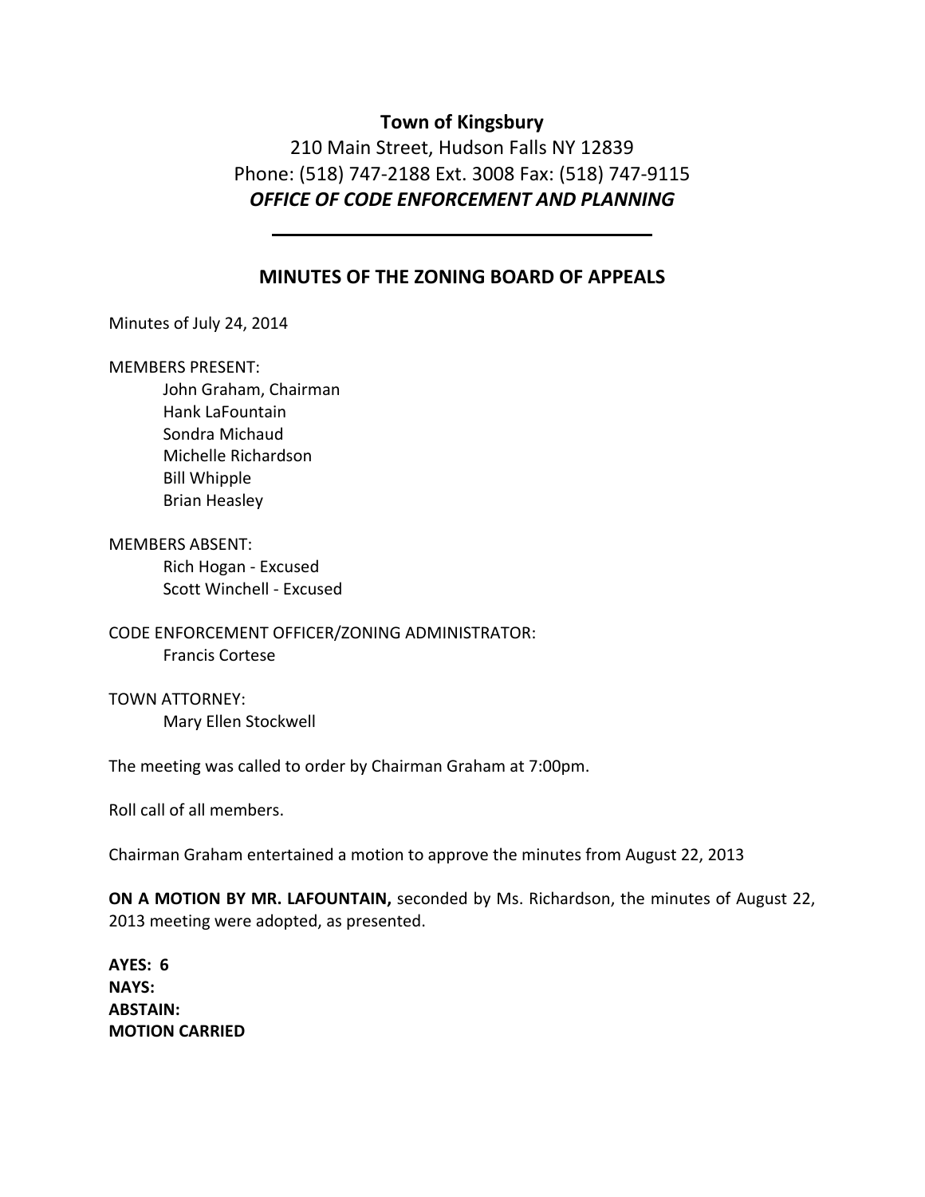**Town of Kingsbury**

210 Main Street, Hudson Falls NY 12839

Phone: (518) 747-2188 Ext. 3008 Fax: (518) 747-9115

***OFFICE OF CODE ENFORCEMENT AND PLANNING***

---

## MINUTES OF THE ZONING BOARD OF APPEALS

Minutes of July 24, 2014

MEMBERS PRESENT:

John Graham, Chairman
Hank LaFountain
Sondra Michaud
Michelle Richardson
Bill Whipple
Brian Heasley

MEMBERS ABSENT:

Rich Hogan - Excused
Scott Winchell - Excused

CODE ENFORCEMENT OFFICER/ZONING ADMINISTRATOR:

Francis Cortese

TOWN ATTORNEY:

Mary Ellen Stockwell

The meeting was called to order by Chairman Graham at 7:00pm.

Roll call of all members.

Chairman Graham entertained a motion to approve the minutes from August 22, 2013

**ON A MOTION BY MR. LAFOUNTAIN,** seconded by Ms. Richardson, the minutes of August 22, 2013 meeting were adopted, as presented.

**AYES: 6**
**NAYS:**
**ABSTAIN:**
**MOTION CARRIED**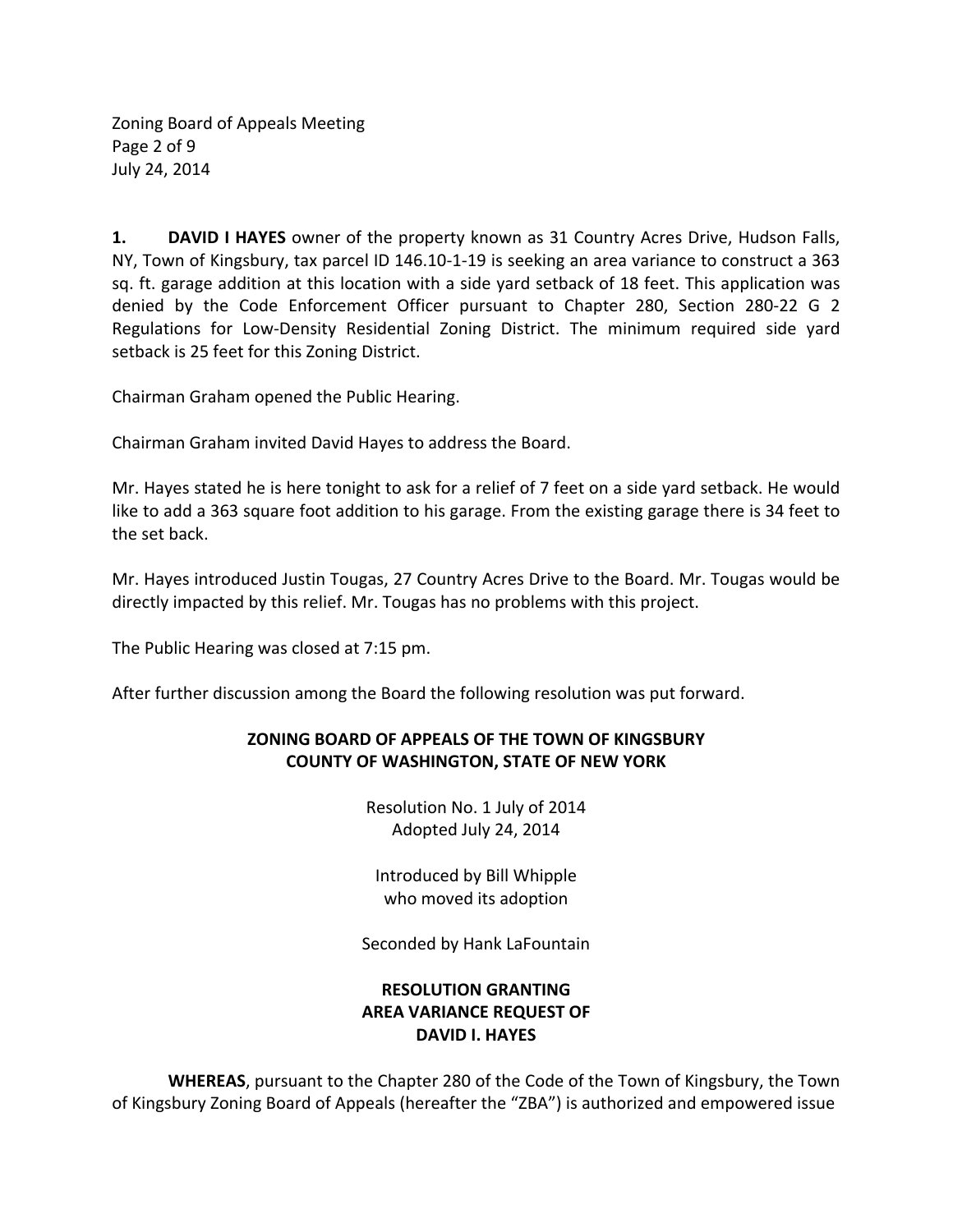**1. DAVID I HAYES** owner of the property known as 31 Country Acres Drive, Hudson Falls, NY, Town of Kingsbury, tax parcel ID 146.10-1-19 is seeking an area variance to construct a 363 sq. ft. garage addition at this location with a side yard setback of 18 feet. This application was denied by the Code Enforcement Officer pursuant to Chapter 280, Section 280-22 G 2 Regulations for Low-Density Residential Zoning District. The minimum required side yard setback is 25 feet for this Zoning District.

Chairman Graham opened the Public Hearing.

Chairman Graham invited David Hayes to address the Board.

Mr. Hayes stated he is here tonight to ask for a relief of 7 feet on a side yard setback. He would like to add a 363 square foot addition to his garage. From the existing garage there is 34 feet to the set back.

Mr. Hayes introduced Justin Tougas, 27 Country Acres Drive to the Board. Mr. Tougas would be directly impacted by this relief. Mr. Tougas has no problems with this project.

The Public Hearing was closed at 7:15 pm.

After further discussion among the Board the following resolution was put forward.

**ZONING BOARD OF APPEALS OF THE TOWN OF KINGSBURY**
**COUNTY OF WASHINGTON, STATE OF NEW YORK**

Resolution No. 1 July of 2014
Adopted July 24, 2014

Introduced by Bill Whipple
who moved its adoption

Seconded by Hank LaFountain

**RESOLUTION GRANTING**
**AREA VARIANCE REQUEST OF**
**DAVID I. HAYES**

**WHEREAS**, pursuant to the Chapter 280 of the Code of the Town of Kingsbury, the Town of Kingsbury Zoning Board of Appeals (hereafter the "ZBA") is authorized and empowered issue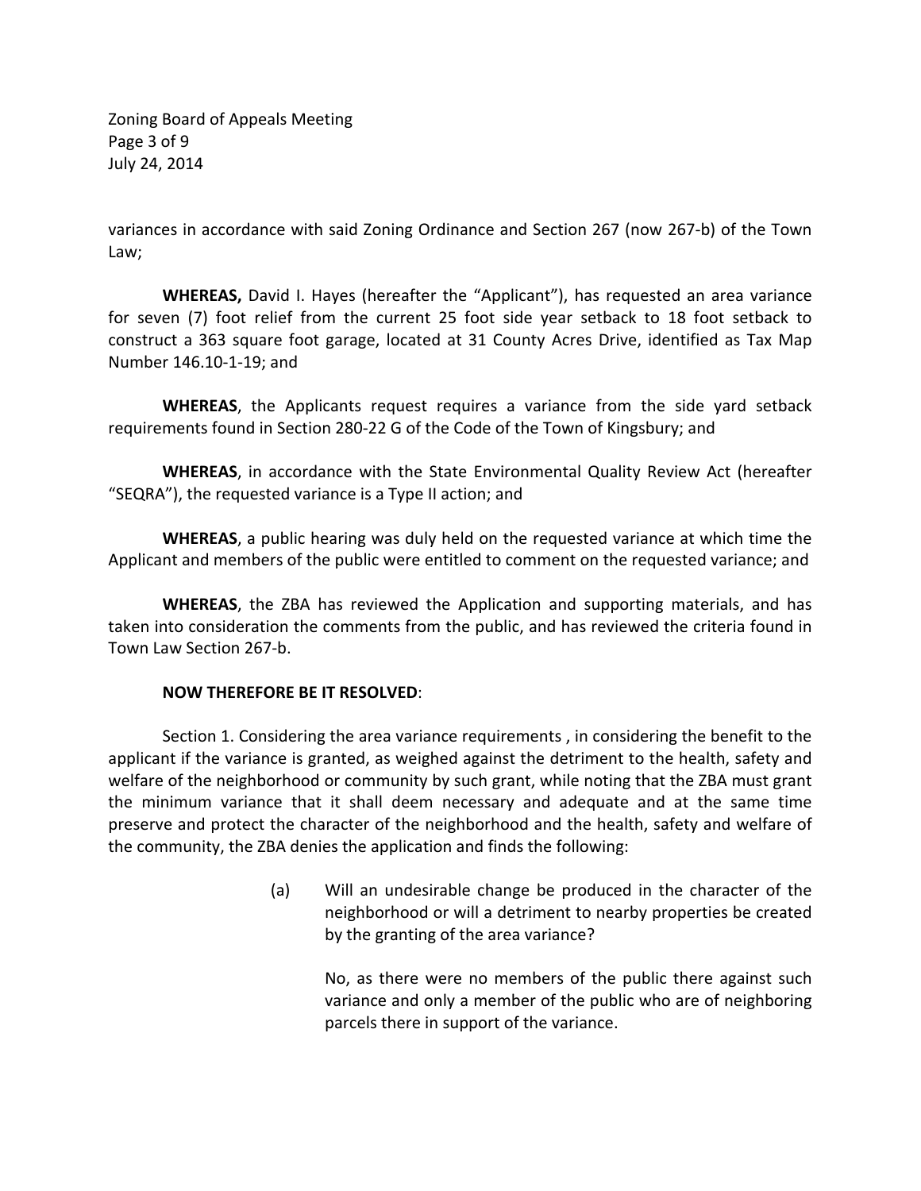variances in accordance with said Zoning Ordinance and Section 267 (now 267-b) of the Town Law;

**WHEREAS,** David I. Hayes (hereafter the "Applicant"), has requested an area variance for seven (7) foot relief from the current 25 foot side year setback to 18 foot setback to construct a 363 square foot garage, located at 31 County Acres Drive, identified as Tax Map Number 146.10-1-19; and

**WHEREAS**, the Applicants request requires a variance from the side yard setback requirements found in Section 280-22 G of the Code of the Town of Kingsbury; and

**WHEREAS**, in accordance with the State Environmental Quality Review Act (hereafter "SEQRA"), the requested variance is a Type II action; and

**WHEREAS**, a public hearing was duly held on the requested variance at which time the Applicant and members of the public were entitled to comment on the requested variance; and

**WHEREAS**, the ZBA has reviewed the Application and supporting materials, and has taken into consideration the comments from the public, and has reviewed the criteria found in Town Law Section 267-b.

**NOW THEREFORE BE IT RESOLVED**:

Section 1. Considering the area variance requirements , in considering the benefit to the applicant if the variance is granted, as weighed against the detriment to the health, safety and welfare of the neighborhood or community by such grant, while noting that the ZBA must grant the minimum variance that it shall deem necessary and adequate and at the same time preserve and protect the character of the neighborhood and the health, safety and welfare of the community, the ZBA denies the application and finds the following:

(a) Will an undesirable change be produced in the character of the neighborhood or will a detriment to nearby properties be created by the granting of the area variance?

No, as there were no members of the public there against such variance and only a member of the public who are of neighboring parcels there in support of the variance.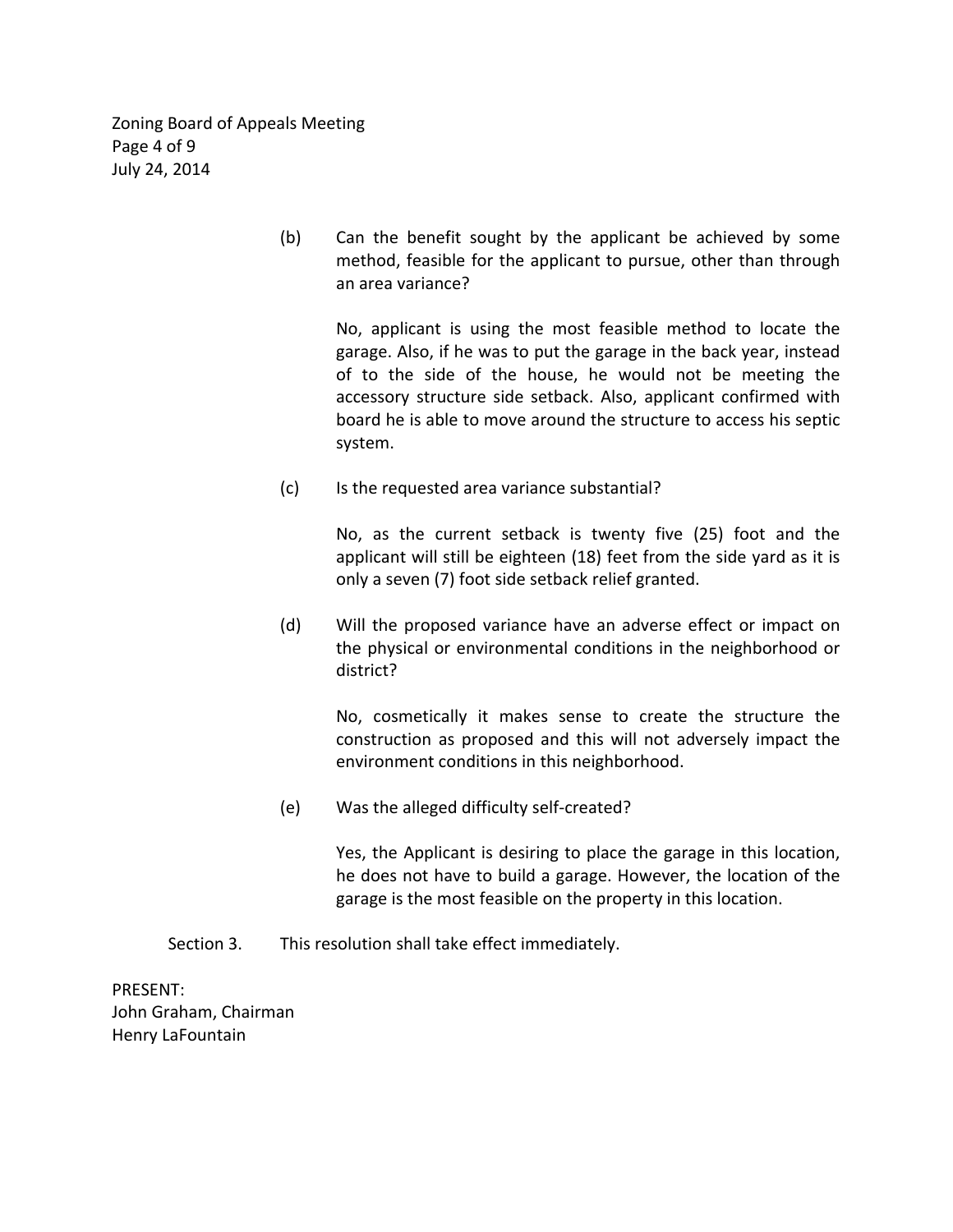(b) Can the benefit sought by the applicant be achieved by some method, feasible for the applicant to pursue, other than through an area variance?

No, applicant is using the most feasible method to locate the garage. Also, if he was to put the garage in the back year, instead of to the side of the house, he would not be meeting the accessory structure side setback. Also, applicant confirmed with board he is able to move around the structure to access his septic system.

(c) Is the requested area variance substantial?

No, as the current setback is twenty five (25) foot and the applicant will still be eighteen (18) feet from the side yard as it is only a seven (7) foot side setback relief granted.

(d) Will the proposed variance have an adverse effect or impact on the physical or environmental conditions in the neighborhood or district?

No, cosmetically it makes sense to create the structure the construction as proposed and this will not adversely impact the environment conditions in this neighborhood.

(e) Was the alleged difficulty self-created?

Yes, the Applicant is desiring to place the garage in this location, he does not have to build a garage. However, the location of the garage is the most feasible on the property in this location.

Section 3. This resolution shall take effect immediately.

PRESENT:
John Graham, Chairman
Henry LaFountain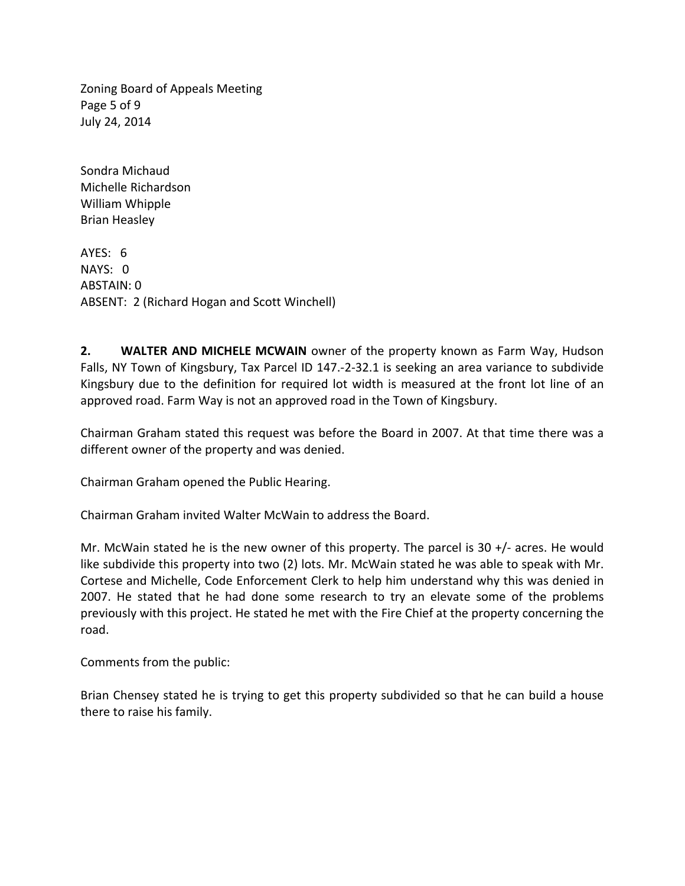Sondra Michaud
Michelle Richardson
William Whipple
Brian Heasley

AYES: 6
NAYS: 0
ABSTAIN: 0
ABSENT: 2 (Richard Hogan and Scott Winchell)

**2. WALTER AND MICHELE MCWAIN** owner of the property known as Farm Way, Hudson Falls, NY Town of Kingsbury, Tax Parcel ID 147.-2-32.1 is seeking an area variance to subdivide Kingsbury due to the definition for required lot width is measured at the front lot line of an approved road. Farm Way is not an approved road in the Town of Kingsbury.

Chairman Graham stated this request was before the Board in 2007. At that time there was a different owner of the property and was denied.

Chairman Graham opened the Public Hearing.

Chairman Graham invited Walter McWain to address the Board.

Mr. McWain stated he is the new owner of this property. The parcel is 30 +/- acres. He would like subdivide this property into two (2) lots. Mr. McWain stated he was able to speak with Mr. Cortese and Michelle, Code Enforcement Clerk to help him understand why this was denied in 2007. He stated that he had done some research to try an elevate some of the problems previously with this project. He stated he met with the Fire Chief at the property concerning the road.

Comments from the public:

Brian Chensey stated he is trying to get this property subdivided so that he can build a house there to raise his family.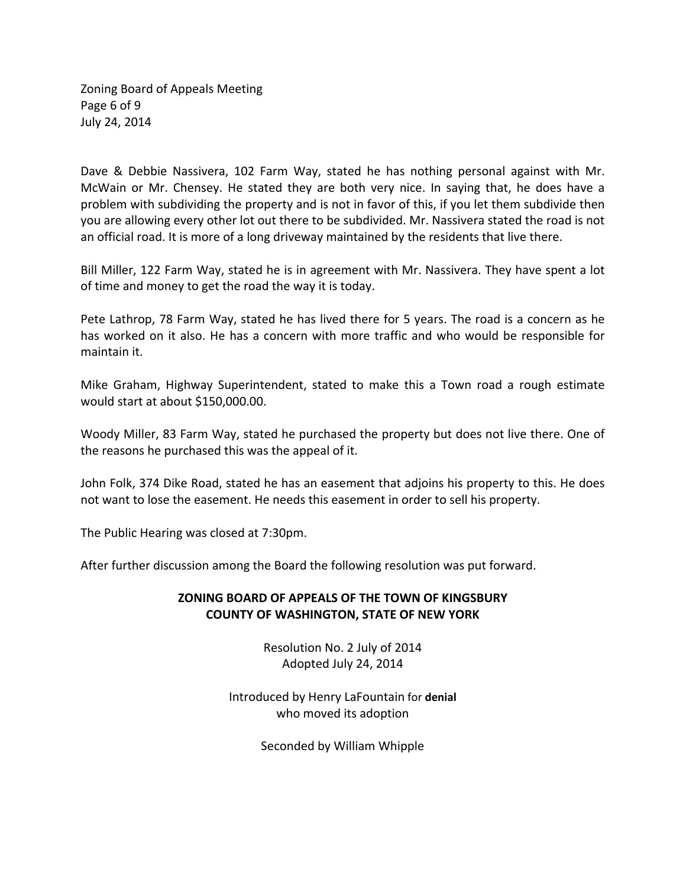Dave & Debbie Nassivera, 102 Farm Way, stated he has nothing personal against with Mr. McWain or Mr. Chensey. He stated they are both very nice. In saying that, he does have a problem with subdividing the property and is not in favor of this, if you let them subdivide then you are allowing every other lot out there to be subdivided. Mr. Nassivera stated the road is not an official road. It is more of a long driveway maintained by the residents that live there.

Bill Miller, 122 Farm Way, stated he is in agreement with Mr. Nassivera. They have spent a lot of time and money to get the road the way it is today.

Pete Lathrop, 78 Farm Way, stated he has lived there for 5 years. The road is a concern as he has worked on it also. He has a concern with more traffic and who would be responsible for maintain it.

Mike Graham, Highway Superintendent, stated to make this a Town road a rough estimate would start at about $150,000.00.

Woody Miller, 83 Farm Way, stated he purchased the property but does not live there. One of the reasons he purchased this was the appeal of it.

John Folk, 374 Dike Road, stated he has an easement that adjoins his property to this. He does not want to lose the easement. He needs this easement in order to sell his property.

The Public Hearing was closed at 7:30pm.

After further discussion among the Board the following resolution was put forward.

**ZONING BOARD OF APPEALS OF THE TOWN OF KINGSBURY**
**COUNTY OF WASHINGTON, STATE OF NEW YORK**

Resolution No. 2 July of 2014
Adopted July 24, 2014

Introduced by Henry LaFountain for **denial**
who moved its adoption

Seconded by William Whipple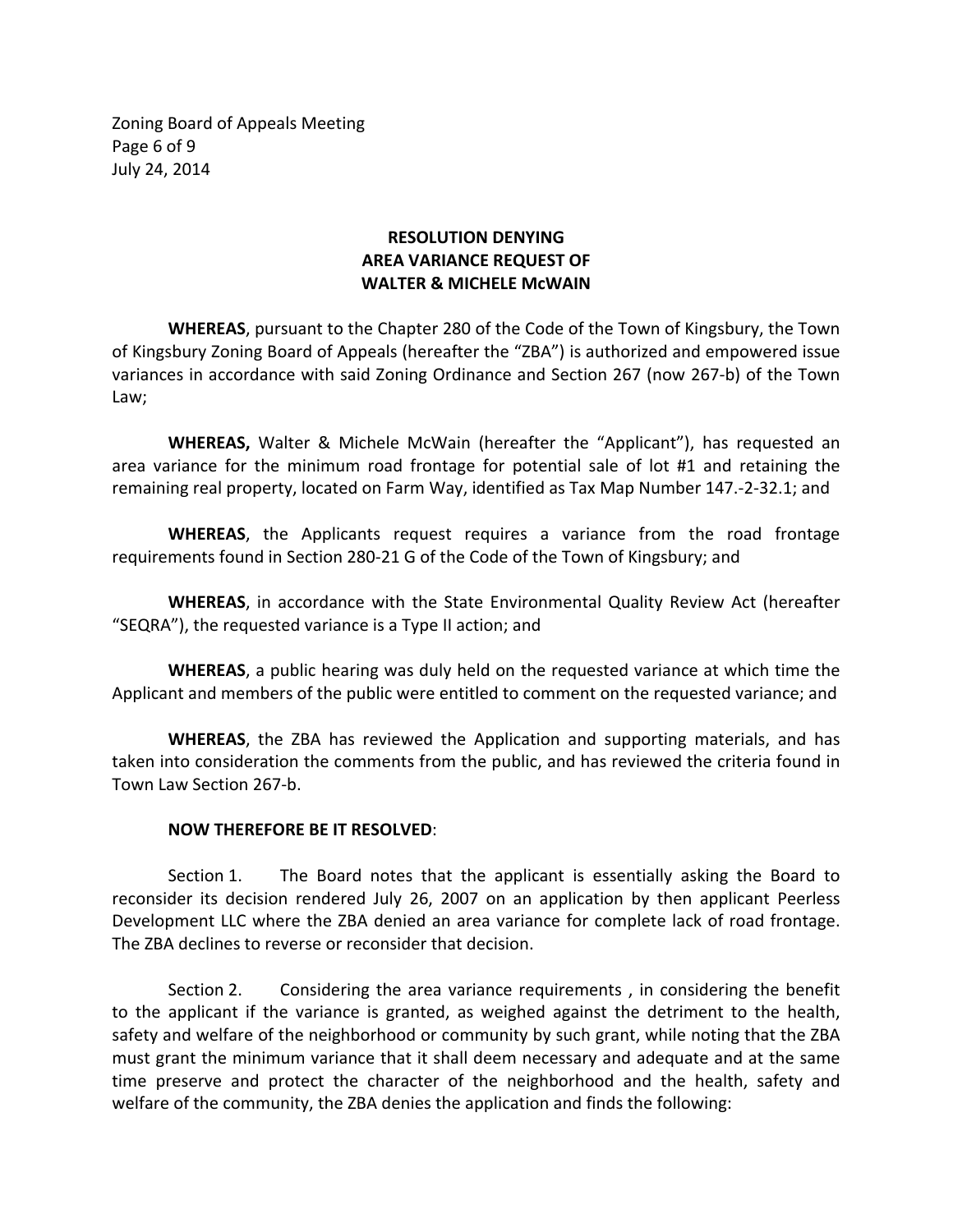**RESOLUTION DENYING**
**AREA VARIANCE REQUEST OF**
**WALTER & MICHELE McWAIN**

**WHEREAS**, pursuant to the Chapter 280 of the Code of the Town of Kingsbury, the Town of Kingsbury Zoning Board of Appeals (hereafter the "ZBA") is authorized and empowered issue variances in accordance with said Zoning Ordinance and Section 267 (now 267-b) of the Town Law;

**WHEREAS,** Walter & Michele McWain (hereafter the "Applicant"), has requested an area variance for the minimum road frontage for potential sale of lot #1 and retaining the remaining real property, located on Farm Way, identified as Tax Map Number 147.-2-32.1; and

**WHEREAS**, the Applicants request requires a variance from the road frontage requirements found in Section 280-21 G of the Code of the Town of Kingsbury; and

**WHEREAS**, in accordance with the State Environmental Quality Review Act (hereafter "SEQRA"), the requested variance is a Type II action; and

**WHEREAS**, a public hearing was duly held on the requested variance at which time the Applicant and members of the public were entitled to comment on the requested variance; and

**WHEREAS**, the ZBA has reviewed the Application and supporting materials, and has taken into consideration the comments from the public, and has reviewed the criteria found in Town Law Section 267-b.

**NOW THEREFORE BE IT RESOLVED**:

Section 1. The Board notes that the applicant is essentially asking the Board to reconsider its decision rendered July 26, 2007 on an application by then applicant Peerless Development LLC where the ZBA denied an area variance for complete lack of road frontage. The ZBA declines to reverse or reconsider that decision.

Section 2. Considering the area variance requirements , in considering the benefit to the applicant if the variance is granted, as weighed against the detriment to the health, safety and welfare of the neighborhood or community by such grant, while noting that the ZBA must grant the minimum variance that it shall deem necessary and adequate and at the same time preserve and protect the character of the neighborhood and the health, safety and welfare of the community, the ZBA denies the application and finds the following: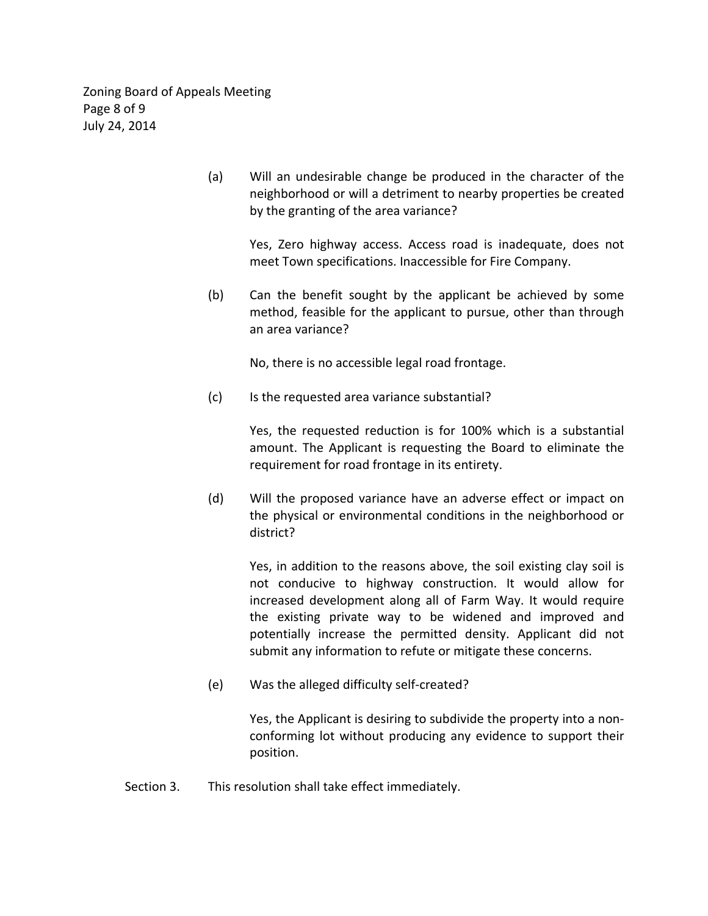(a) Will an undesirable change be produced in the character of the neighborhood or will a detriment to nearby properties be created by the granting of the area variance?

Yes, Zero highway access. Access road is inadequate, does not meet Town specifications. Inaccessible for Fire Company.

(b) Can the benefit sought by the applicant be achieved by some method, feasible for the applicant to pursue, other than through an area variance?

No, there is no accessible legal road frontage.

(c) Is the requested area variance substantial?

Yes, the requested reduction is for 100% which is a substantial amount. The Applicant is requesting the Board to eliminate the requirement for road frontage in its entirety.

(d) Will the proposed variance have an adverse effect or impact on the physical or environmental conditions in the neighborhood or district?

Yes, in addition to the reasons above, the soil existing clay soil is not conducive to highway construction. It would allow for increased development along all of Farm Way. It would require the existing private way to be widened and improved and potentially increase the permitted density. Applicant did not submit any information to refute or mitigate these concerns.

(e) Was the alleged difficulty self-created?

Yes, the Applicant is desiring to subdivide the property into a non-conforming lot without producing any evidence to support their position.

Section 3. This resolution shall take effect immediately.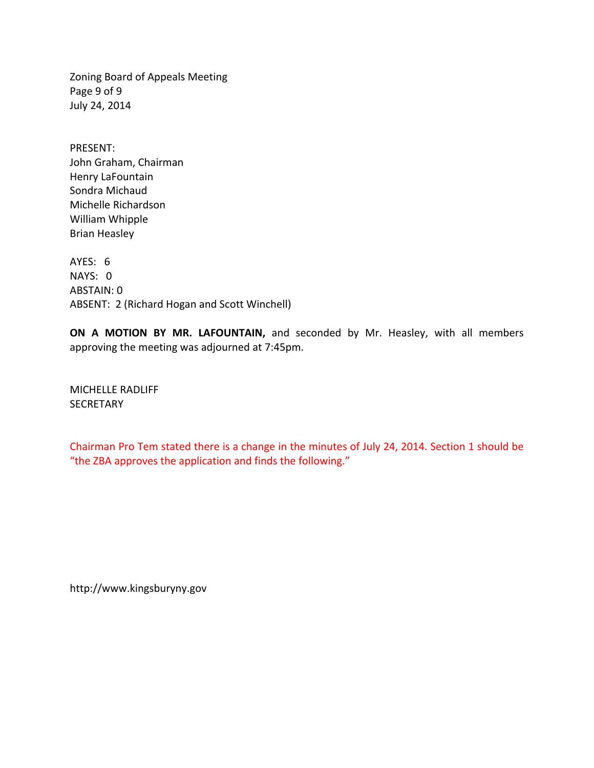PRESENT:
John Graham, Chairman
Henry LaFountain
Sondra Michaud
Michelle Richardson
William Whipple
Brian Heasley

AYES: 6
NAYS: 0
ABSTAIN: 0
ABSENT: 2 (Richard Hogan and Scott Winchell)

**ON A MOTION BY MR. LAFOUNTAIN,** and seconded by Mr. Heasley, with all members approving the meeting was adjourned at 7:45pm.

MICHELLE RADLIFF
SECRETARY

Chairman Pro Tem stated there is a change in the minutes of July 24, 2014. Section 1 should be "the ZBA approves the application and finds the following."

http://www.kingsburyny.gov